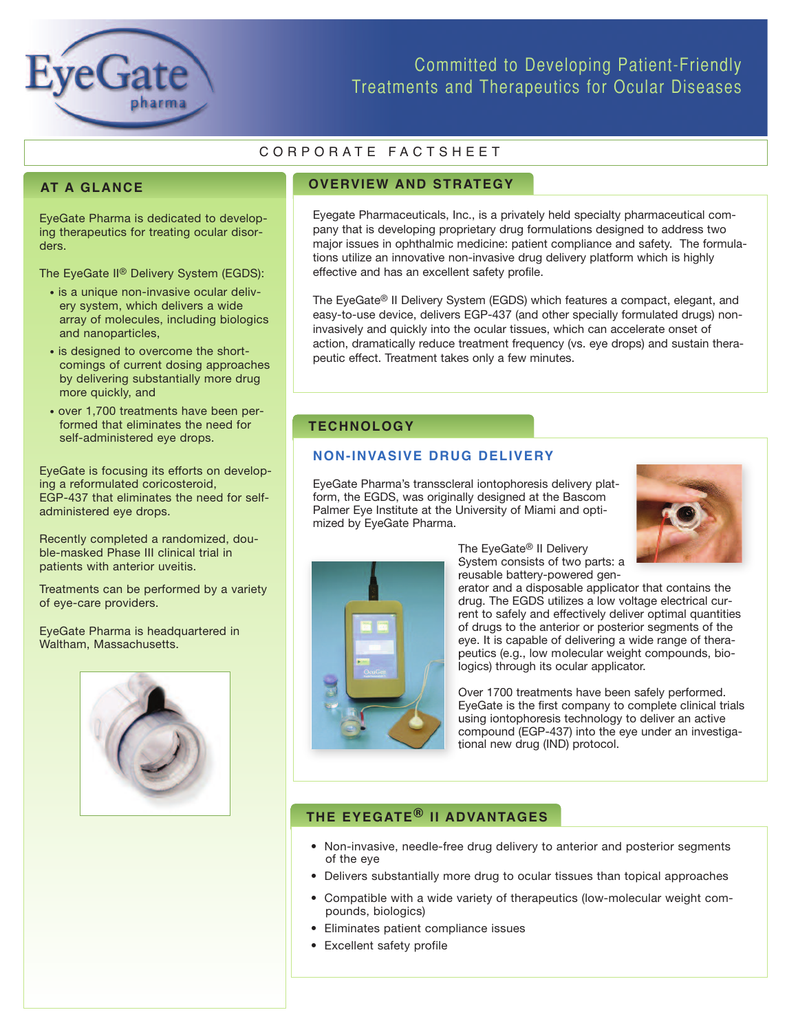EyeGate pharma

Committed to Developing Patient-Friendly Treatments and Therapeutics for Ocular Diseases

CORPORATE FACTSHEET

## AT A GLANCE

EyeGate Pharma is dedicated to developing therapeutics for treating ocular disorders.

The EyeGate II® Delivery System (EGDS):

- is a unique non-invasive ocular delivery system, which delivers a wide array of molecules, including biologics and nanoparticles,
- is designed to overcome the shortcomings of current dosing approaches by delivering substantially more drug more quickly, and
- over 1,700 treatments have been performed that eliminates the need for self-administered eye drops.

EyeGate is focusing its efforts on developing a reformulated coricosteroid, EGP-437 that eliminates the need for self-administered eye drops.

Recently completed a randomized, double-masked Phase III clinical trial in patients with anterior uveitis.

Treatments can be performed by a variety of eye-care providers.

EyeGate Pharma is headquartered in Waltham, Massachusetts.

## OVERVIEW AND STRATEGY

Eyegate Pharmaceuticals, Inc., is a privately held specialty pharmaceutical company that is developing proprietary drug formulations designed to address two major issues in ophthalmic medicine: patient compliance and safety. The formulations utilize an innovative non-invasive drug delivery platform which is highly effective and has an excellent safety profile.

The EyeGate® II Delivery System (EGDS) which features a compact, elegant, and easy-to-use device, delivers EGP-437 (and other specially formulated drugs) non-invasively and quickly into the ocular tissues, which can accelerate onset of action, dramatically reduce treatment frequency (vs. eye drops) and sustain therapeutic effect. Treatment takes only a few minutes.

## TECHNOLOGY

### NON-INVASIVE DRUG DELIVERY

EyeGate Pharma's transscleral iontophoresis delivery platform, the EGDS, was originally designed at the Bascom Palmer Eye Institute at the University of Miami and optimized by EyeGate Pharma.

The EyeGate® II Delivery System consists of two parts: a reusable battery-powered generator and a disposable applicator that contains the drug. The EGDS utilizes a low voltage electrical current to safely and effectively deliver optimal quantities of drugs to the anterior or posterior segments of the eye. It is capable of delivering a wide range of therapeutics (e.g., low molecular weight compounds, biologics) through its ocular applicator.

Over 1700 treatments have been safely performed. EyeGate is the first company to complete clinical trials using iontophoresis technology to deliver an active compound (EGP-437) into the eye under an investigational new drug (IND) protocol.

## THE EYEGATE® II ADVANTAGES

- Non-invasive, needle-free drug delivery to anterior and posterior segments of the eye
- Delivers substantially more drug to ocular tissues than topical approaches
- Compatible with a wide variety of therapeutics (low-molecular weight compounds, biologics)
- Eliminates patient compliance issues
- Excellent safety profile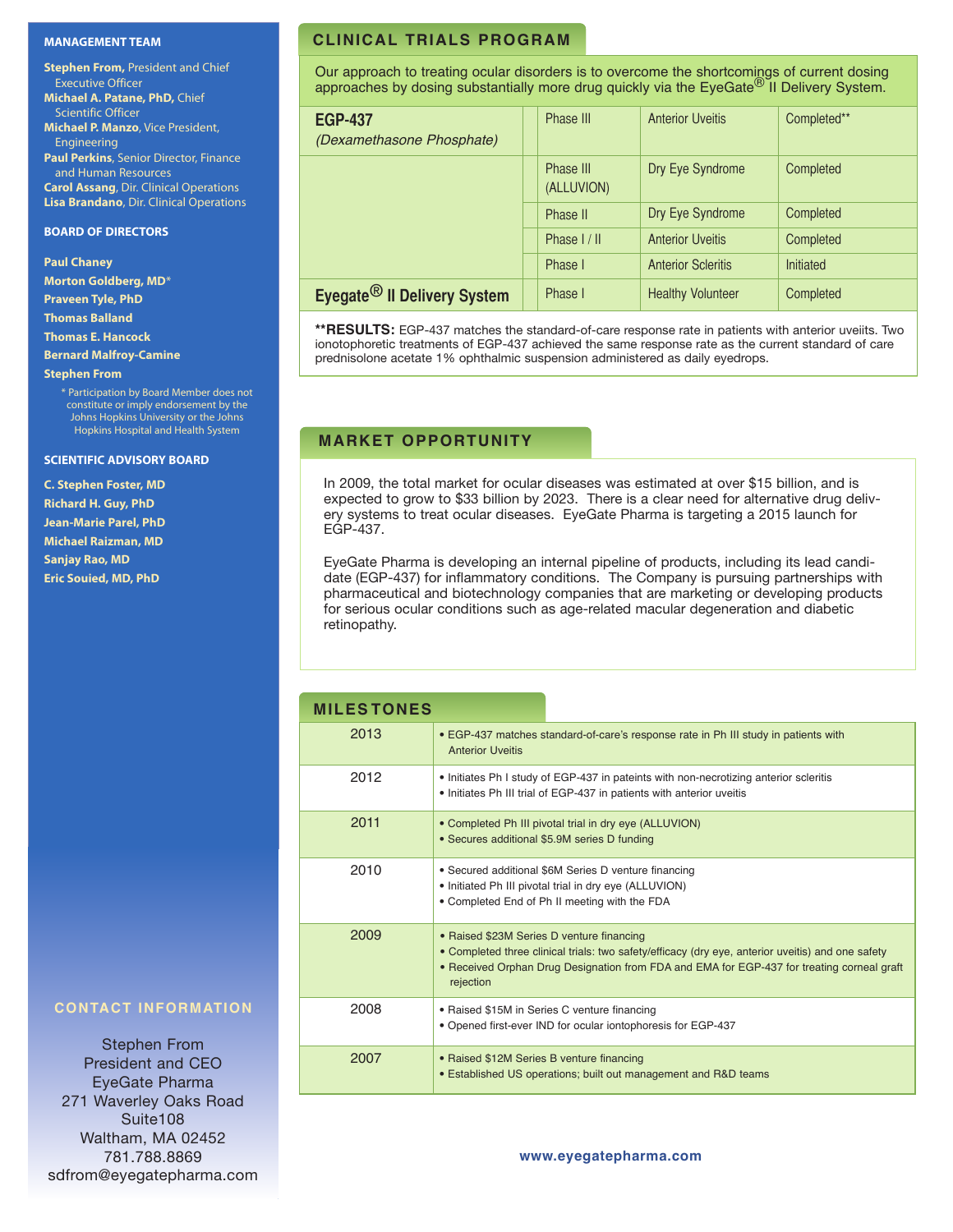## MANAGEMENT TEAM

**Stephen From,** President and Chief Executive Officer
**Michael A. Patane, PhD,** Chief Scientific Officer
**Michael P. Manzo,** Vice President, Engineering
**Paul Perkins**, Senior Director, Finance and Human Resources
**Carol Assang**, Dir. Clinical Operations
**Lisa Brandano**, Dir. Clinical Operations

## BOARD OF DIRECTORS

**Paul Chaney**
**Morton Goldberg, MD***
**Praveen Tyle, PhD**
**Thomas Balland**
**Thomas E. Hancock**
**Bernard Malfroy-Camine**
**Stephen From**

* Participation by Board Member does not constitute or imply endorsement by the Johns Hopkins University or the Johns Hopkins Hospital and Health System

## SCIENTIFIC ADVISORY BOARD

**C. Stephen Foster, MD**
**Richard H. Guy, PhD**
**Jean-Marie Parel, PhD**
**Michael Raizman, MD**
**Sanjay Rao, MD**
**Eric Souied, MD, PhD**

## CONTACT INFORMATION

Stephen From
President and CEO
EyeGate Pharma
271 Waverley Oaks Road
Suite108
Waltham, MA 02452
781.788.8869
sdfrom@eyegatepharma.com

## CLINICAL TRIALS PROGRAM

Our approach to treating ocular disorders is to overcome the shortcomings of current dosing approaches by dosing substantially more drug quickly via the EyeGate® II Delivery System.

| | | | |
|---|---|---|---|
| **EGP-437** *(Dexamethasone Phosphate)* | Phase III | Anterior Uveitis | Completed** |
| | Phase III (ALLUVION) | Dry Eye Syndrome | Completed |
| | Phase II | Dry Eye Syndrome | Completed |
| | Phase I / II | Anterior Uveitis | Completed |
| | Phase I | Anterior Scleritis | Initiated |
| **Eyegate® II Delivery System** | Phase I | Healthy Volunteer | Completed |

****RESULTS:** EGP-437 matches the standard-of-care response rate in patients with anterior uveiits. Two ionotophoretic treatments of EGP-437 achieved the same response rate as the current standard of care prednisolone acetate 1% ophthalmic suspension administered as daily eyedrops.

## MARKET OPPORTUNITY

In 2009, the total market for ocular diseases was estimated at over $15 billion, and is expected to grow to $33 billion by 2023. There is a clear need for alternative drug delivery systems to treat ocular diseases. EyeGate Pharma is targeting a 2015 launch for EGP-437.

EyeGate Pharma is developing an internal pipeline of products, including its lead candidate (EGP-437) for inflammatory conditions. The Company is pursuing partnerships with pharmaceutical and biotechnology companies that are marketing or developing products for serious ocular conditions such as age-related macular degeneration and diabetic retinopathy.

## MILESTONES

| | |
|---|---|
| 2013 | • EGP-437 matches standard-of-care's response rate in Ph III study in patients with Anterior Uveitis |
| 2012 | • Initiates Ph I study of EGP-437 in pateints with non-necrotizing anterior scleritis<br>• Initiates Ph III trial of EGP-437 in patients with anterior uveitis |
| 2011 | • Completed Ph III pivotal trial in dry eye (ALLUVION)<br>• Secures additional $5.9M series D funding |
| 2010 | • Secured additional $6M Series D venture financing<br>• Initiated Ph III pivotal trial in dry eye (ALLUVION)<br>• Completed End of Ph II meeting with the FDA |
| 2009 | • Raised $23M Series D venture financing<br>• Completed three clinical trials: two safety/efficacy (dry eye, anterior uveitis) and one safety<br>• Received Orphan Drug Designation from FDA and EMA for EGP-437 for treating corneal graft rejection |
| 2008 | • Raised $15M in Series C venture financing<br>• Opened first-ever IND for ocular iontophoresis for EGP-437 |
| 2007 | • Raised $12M Series B venture financing<br>• Established US operations; built out management and R&D teams |

www.eyegatepharma.com